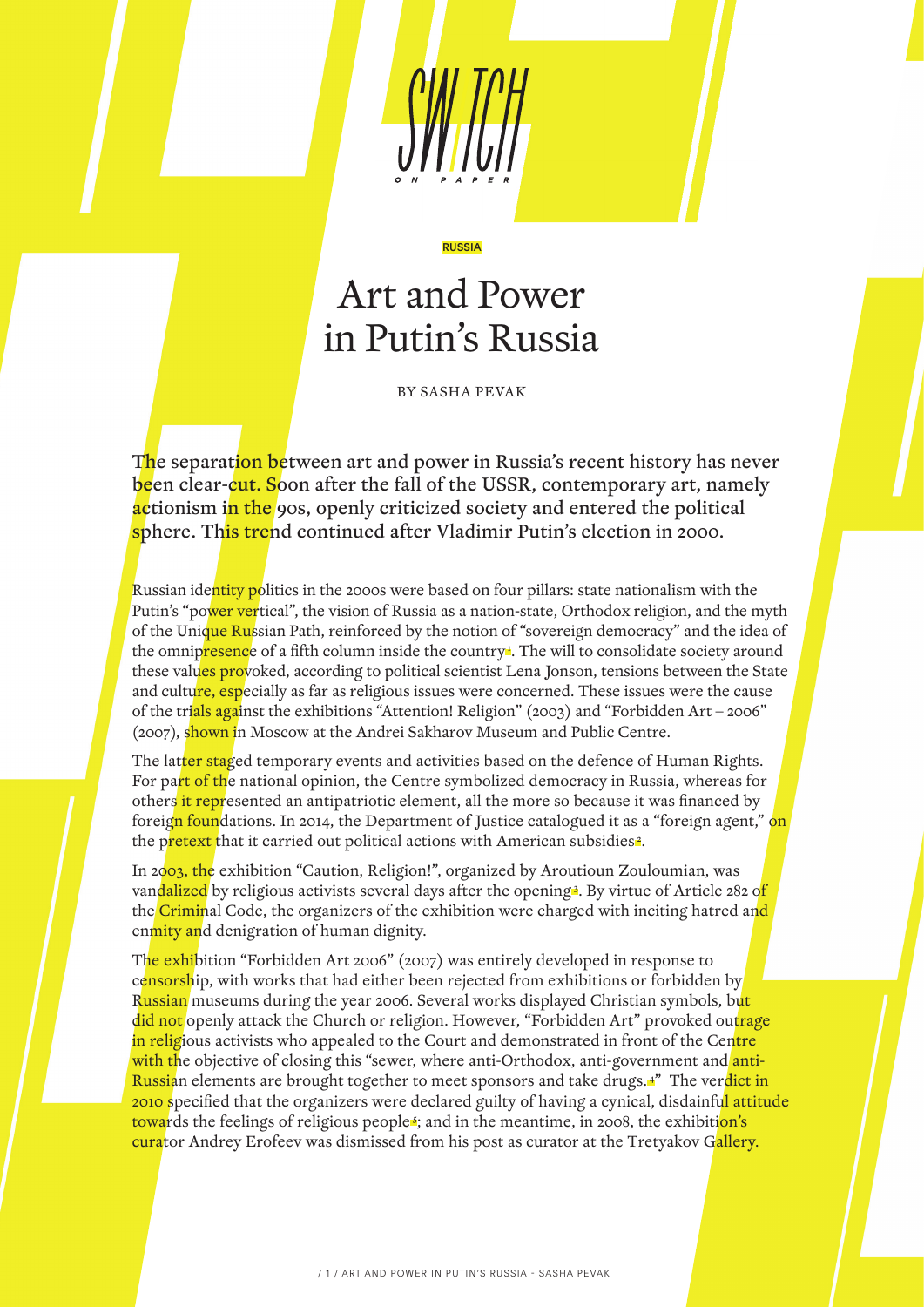RUSSIA

# Art and Power in Putin's Russia

BY SASHA PEVAK

**The separation between art and power in Russia's recent history has never been clear-cut. Soon after the fall of the USSR, contemporary art, namely actionism in the 90s, openly criticized society and entered the political sphere. This trend continued after Vladimir Putin's election in 2000.**

Russian identity politics in the 2000s were based on four pillars: state nationalism with the Putin's "power vertical", the vision of Russia as a nation-state, Orthodox religion, and the myth of the Unique Russian Path, reinforced by the notion of "sovereign democracy" and the idea of the omnipresence of a fifth column inside the country[1]. The will to consolidate society around these values provoked, according to political scientist Lena Jonson, tensions between the State and culture, especially as far as religious issues were concerned. These issues were the cause of the trials against the exhibitions "Attention! Religion" (2003) and "Forbidden Art – 2006" (2007), shown in Moscow at the Andrei Sakharov Museum and Public Centre.

The latter staged temporary events and activities based on the defence of Human Rights. For part of the national opinion, the Centre symbolized democracy in Russia, whereas for others it represented an antipatriotic element, all the more so because it was financed by foreign foundations. In 2014, the Department of Justice catalogued it as a "foreign agent," on the pretext that it carried out political actions with American subsidies[2].

In 2003, the exhibition "Caution, Religion!", organized by Aroutioun Zouloumian, was vandalized by religious activists several days after the opening[3]. By virtue of Article 282 of the Criminal Code, the organizers of the exhibition were charged with inciting hatred and enmity and denigration of human dignity.

The exhibition "Forbidden Art 2006" (2007) was entirely developed in response to censorship, with works that had either been rejected from exhibitions or forbidden by Russian museums during the year 2006. Several works displayed Christian symbols, but did not openly attack the Church or religion. However, "Forbidden Art" provoked outrage in religious activists who appealed to the Court and demonstrated in front of the Centre with the objective of closing this "sewer, where anti-Orthodox, anti-government and anti-Russian elements are brought together to meet sponsors and take drugs.[4]" The verdict in 2010 specified that the organizers were declared guilty of having a cynical, disdainful attitude towards the feelings of religious people[5]; and in the meantime, in 2008, the exhibition's curator Andrey Erofeev was dismissed from his post as curator at the Tretyakov Gallery.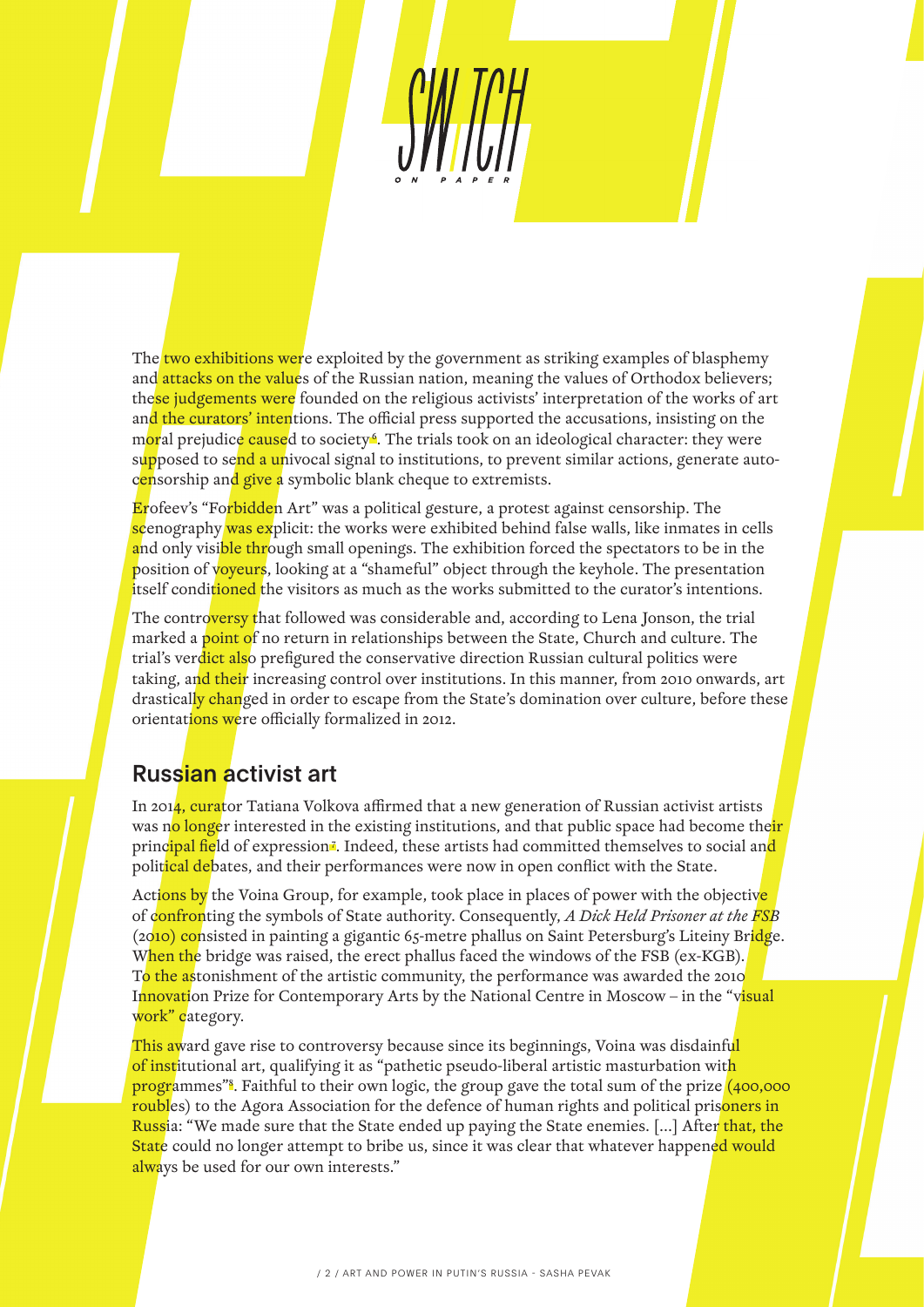The two exhibitions were exploited by the government as striking examples of blasphemy and attacks on the values of the Russian nation, meaning the values of Orthodox believers; these judgements were founded on the religious activists' interpretation of the works of art and the curators' intentions. The official press supported the accusations, insisting on the moral prejudice caused to society[6]. The trials took on an ideological character: they were supposed to send a univocal signal to institutions, to prevent similar actions, generate auto-censorship and give a symbolic blank cheque to extremists.

Erofeev's "Forbidden Art" was a political gesture, a protest against censorship. The scenography was explicit: the works were exhibited behind false walls, like inmates in cells and only visible through small openings. The exhibition forced the spectators to be in the position of voyeurs, looking at a "shameful" object through the keyhole. The presentation itself conditioned the visitors as much as the works submitted to the curator's intentions.

The controversy that followed was considerable and, according to Lena Jonson, the trial marked a point of no return in relationships between the State, Church and culture. The trial's verdict also prefigured the conservative direction Russian cultural politics were taking, and their increasing control over institutions. In this manner, from 2010 onwards, art drastically changed in order to escape from the State's domination over culture, before these orientations were officially formalized in 2012.

## Russian activist art

In 2014, curator Tatiana Volkova affirmed that a new generation of Russian activist artists was no longer interested in the existing institutions, and that public space had become their principal field of expression[7]. Indeed, these artists had committed themselves to social and political debates, and their performances were now in open conflict with the State.

Actions by the Voina Group, for example, took place in places of power with the objective of confronting the symbols of State authority. Consequently, *A Dick Held Prisoner at the FSB* (2010) consisted in painting a gigantic 65-metre phallus on Saint Petersburg's Liteiny Bridge. When the bridge was raised, the erect phallus faced the windows of the FSB (ex-KGB). To the astonishment of the artistic community, the performance was awarded the 2010 Innovation Prize for Contemporary Arts by the National Centre in Moscow – in the "visual work" category.

This award gave rise to controversy because since its beginnings, Voina was disdainful of institutional art, qualifying it as "pathetic pseudo-liberal artistic masturbation with programmes"[8]. Faithful to their own logic, the group gave the total sum of the prize (400,000 roubles) to the Agora Association for the defence of human rights and political prisoners in Russia: "We made sure that the State ended up paying the State enemies. [...] After that, the State could no longer attempt to bribe us, since it was clear that whatever happened would always be used for our own interests."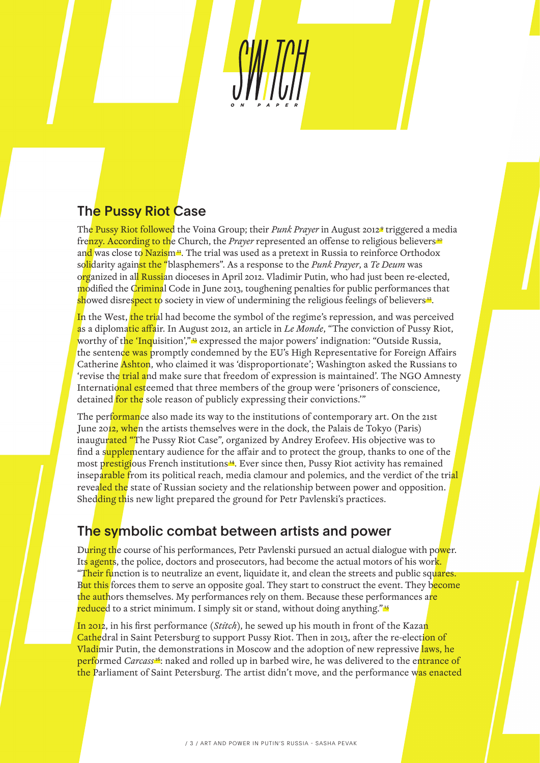## The Pussy Riot Case

The Pussy Riot followed the Voina Group; their *Punk Prayer* in August 2012[9] triggered a media frenzy. According to the Church, the *Prayer* represented an offense to religious believers[10] and was close to Nazism[11]. The trial was used as a pretext in Russia to reinforce Orthodox solidarity against the "blasphemers". As a response to the *Punk Prayer*, a *Te Deum* was organized in all Russian dioceses in April 2012. Vladimir Putin, who had just been re-elected, modified the Criminal Code in June 2013, toughening penalties for public performances that showed disrespect to society in view of undermining the religious feelings of believers[12].

In the West, the trial had become the symbol of the regime's repression, and was perceived as a diplomatic affair. In August 2012, an article in *Le Monde*, "The conviction of Pussy Riot, worthy of the 'Inquisition'," [13] expressed the major powers' indignation: "Outside Russia, the sentence was promptly condemned by the EU's High Representative for Foreign Affairs Catherine Ashton, who claimed it was 'disproportionate'; Washington asked the Russians to 'revise the trial and make sure that freedom of expression is maintained'. The NGO Amnesty International esteemed that three members of the group were 'prisoners of conscience, detained for the sole reason of publicly expressing their convictions.'"

The performance also made its way to the institutions of contemporary art. On the 21st June 2012, when the artists themselves were in the dock, the Palais de Tokyo (Paris) inaugurated "The Pussy Riot Case", organized by Andrey Erofeev. His objective was to find a supplementary audience for the affair and to protect the group, thanks to one of the most prestigious French institutions[14]. Ever since then, Pussy Riot activity has remained inseparable from its political reach, media clamour and polemics, and the verdict of the trial revealed the state of Russian society and the relationship between power and opposition. Shedding this new light prepared the ground for Petr Pavlenski's practices.

## The symbolic combat between artists and power

During the course of his performances, Petr Pavlenski pursued an actual dialogue with power. Its agents, the police, doctors and prosecutors, had become the actual motors of his work. "Their function is to neutralize an event, liquidate it, and clean the streets and public squares. But this forces them to serve an opposite goal. They start to construct the event. They become the authors themselves. My performances rely on them. Because these performances are reduced to a strict minimum. I simply sit or stand, without doing anything."[15]

In 2012, in his first performance (*Stitch*), he sewed up his mouth in front of the Kazan Cathedral in Saint Petersburg to support Pussy Riot. Then in 2013, after the re-election of Vladimir Putin, the demonstrations in Moscow and the adoption of new repressive laws, he performed *Carcass*[16]: naked and rolled up in barbed wire, he was delivered to the entrance of the Parliament of Saint Petersburg. The artist didn't move, and the performance was enacted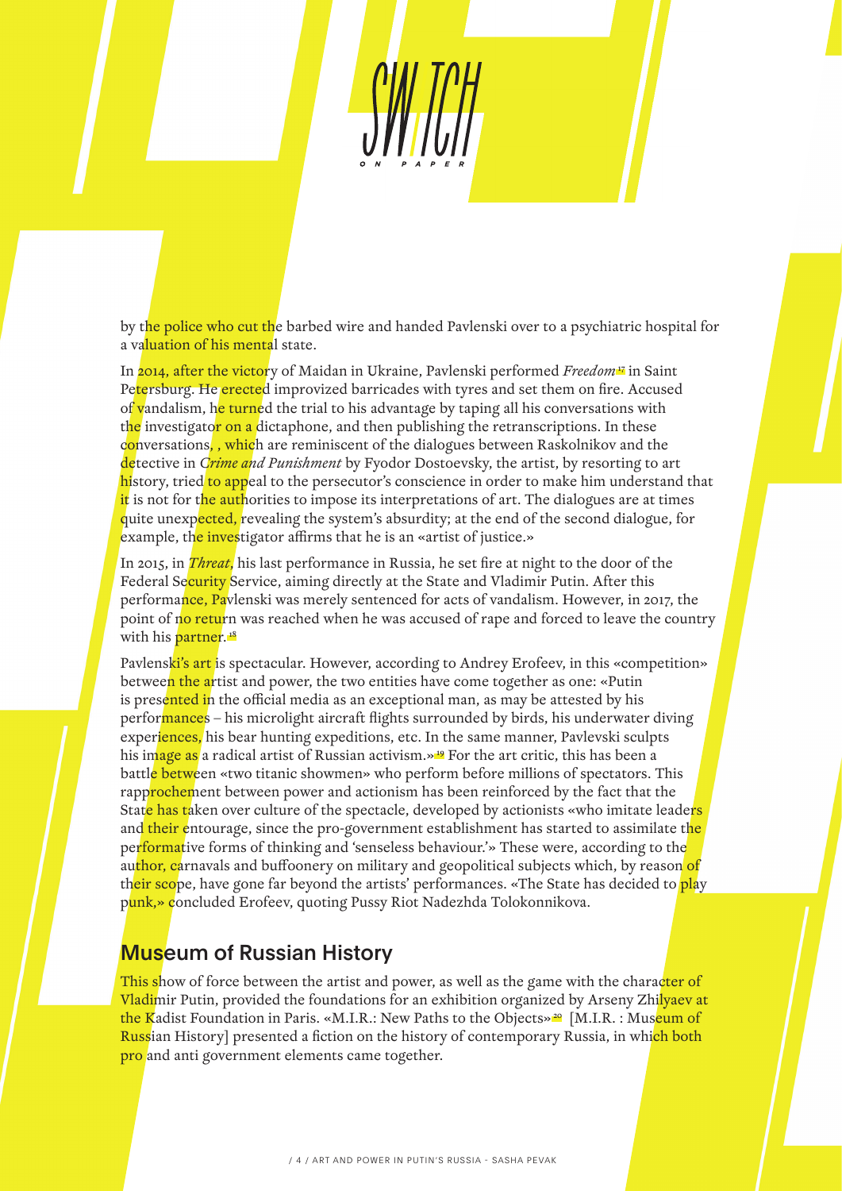by the police who cut the barbed wire and handed Pavlenski over to a psychiatric hospital for a valuation of his mental state.

In 2014, after the victory of Maidan in Ukraine, Pavlenski performed *Freedom*[17] in Saint Petersburg. He erected improvized barricades with tyres and set them on fire. Accused of vandalism, he turned the trial to his advantage by taping all his conversations with the investigator on a dictaphone, and then publishing the retranscriptions. In these conversations, , which are reminiscent of the dialogues between Raskolnikov and the detective in *Crime and Punishment* by Fyodor Dostoevsky, the artist, by resorting to art history, tried to appeal to the persecutor's conscience in order to make him understand that it is not for the authorities to impose its interpretations of art. The dialogues are at times quite unexpected, revealing the system's absurdity; at the end of the second dialogue, for example, the investigator affirms that he is an «artist of justice.»

In 2015, in *Threat*, his last performance in Russia, he set fire at night to the door of the Federal Security Service, aiming directly at the State and Vladimir Putin. After this performance, Pavlenski was merely sentenced for acts of vandalism. However, in 2017, the point of no return was reached when he was accused of rape and forced to leave the country with his partner.[18]

Pavlenski's art is spectacular. However, according to Andrey Erofeev, in this «competition» between the artist and power, the two entities have come together as one: «Putin is presented in the official media as an exceptional man, as may be attested by his performances – his microlight aircraft flights surrounded by birds, his underwater diving experiences, his bear hunting expeditions, etc. In the same manner, Pavlevski sculpts his image as a radical artist of Russian activism.»[19] For the art critic, this has been a battle between «two titanic showmen» who perform before millions of spectators. This rapprochement between power and actionism has been reinforced by the fact that the State has taken over culture of the spectacle, developed by actionists «who imitate leaders and their entourage, since the pro-government establishment has started to assimilate the performative forms of thinking and 'senseless behaviour.'» These were, according to the author, carnavals and buffoonery on military and geopolitical subjects which, by reason of their scope, have gone far beyond the artists' performances. «The State has decided to play punk,» concluded Erofeev, quoting Pussy Riot Nadezhda Tolokonnikova.

## Museum of Russian History

This show of force between the artist and power, as well as the game with the character of Vladimir Putin, provided the foundations for an exhibition organized by Arseny Zhilyaev at the Kadist Foundation in Paris. «M.I.R.: New Paths to the Objects»[20] [M.I.R. : Museum of Russian History] presented a fiction on the history of contemporary Russia, in which both pro and anti government elements came together.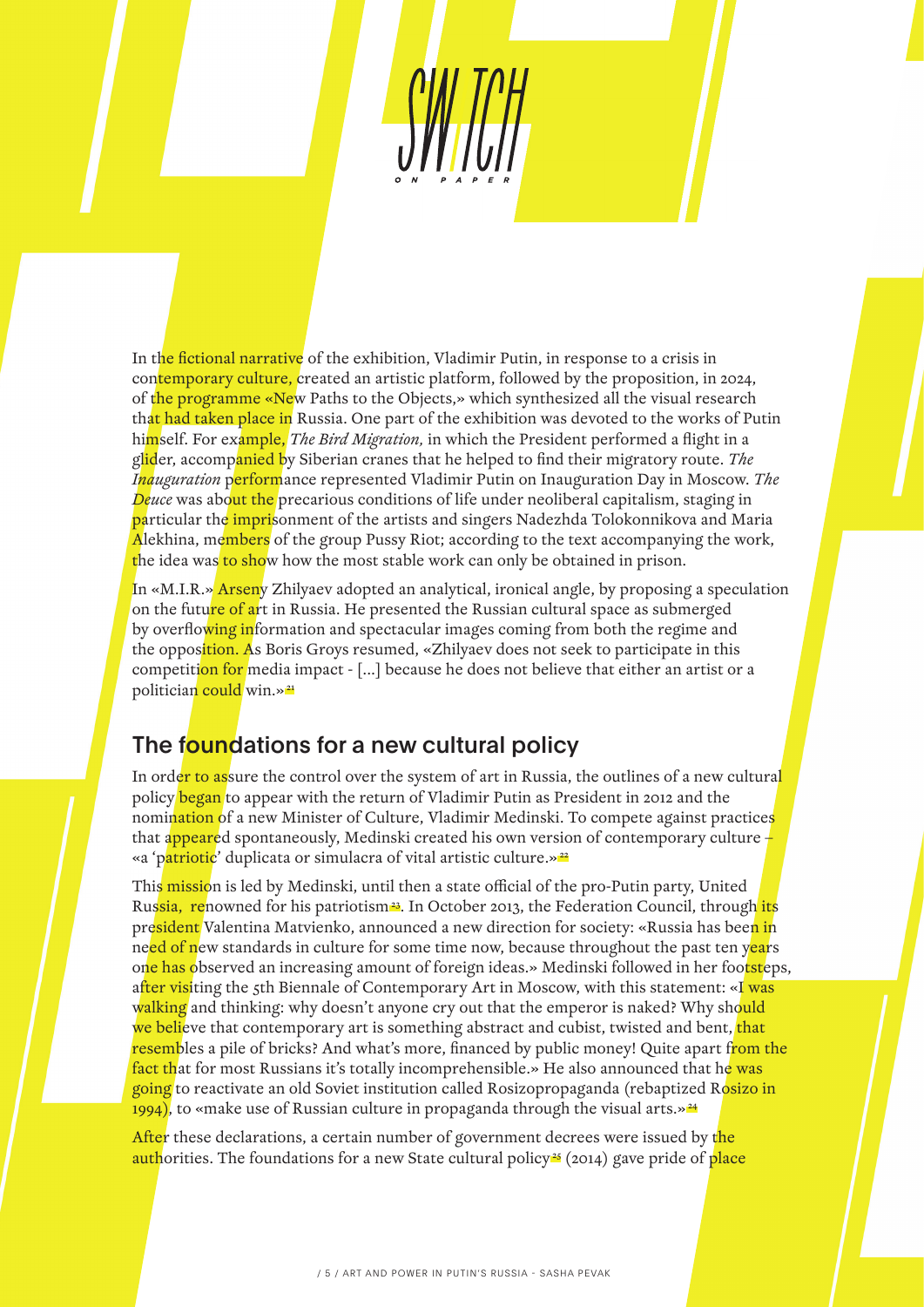In the fictional narrative of the exhibition, Vladimir Putin, in response to a crisis in contemporary culture, created an artistic platform, followed by the proposition, in 2024, of the programme «New Paths to the Objects,» which synthesized all the visual research that had taken place in Russia. One part of the exhibition was devoted to the works of Putin himself. For example, *The Bird Migration,* in which the President performed a flight in a glider, accompanied by Siberian cranes that he helped to find their migratory route. *The Inauguration* performance represented Vladimir Putin on Inauguration Day in Moscow. *The Deuce* was about the precarious conditions of life under neoliberal capitalism, staging in particular the imprisonment of the artists and singers Nadezhda Tolokonnikova and Maria Alekhina, members of the group Pussy Riot; according to the text accompanying the work, the idea was to show how the most stable work can only be obtained in prison.

In «M.I.R.» Arseny Zhilyaev adopted an analytical, ironical angle, by proposing a speculation on the future of art in Russia. He presented the Russian cultural space as submerged by overflowing information and spectacular images coming from both the regime and the opposition. As Boris Groys resumed, «Zhilyaev does not seek to participate in this competition for media impact - [...] because he does not believe that either an artist or a politician could win.»[21]

## The foundations for a new cultural policy

In order to assure the control over the system of art in Russia, the outlines of a new cultural policy began to appear with the return of Vladimir Putin as President in 2012 and the nomination of a new Minister of Culture, Vladimir Medinski. To compete against practices that appeared spontaneously, Medinski created his own version of contemporary culture – «a 'patriotic' duplicata or simulacra of vital artistic culture.»[22]

This mission is led by Medinski, until then a state official of the pro-Putin party, United Russia, renowned for his patriotism[23]. In October 2013, the Federation Council, through its president Valentina Matvienko, announced a new direction for society: «Russia has been in need of new standards in culture for some time now, because throughout the past ten years one has observed an increasing amount of foreign ideas.» Medinski followed in her footsteps, after visiting the 5th Biennale of Contemporary Art in Moscow, with this statement: «I was walking and thinking: why doesn't anyone cry out that the emperor is naked? Why should we believe that contemporary art is something abstract and cubist, twisted and bent, that resembles a pile of bricks? And what's more, financed by public money! Quite apart from the fact that for most Russians it's totally incomprehensible.» He also announced that he was going to reactivate an old Soviet institution called Rosizopropaganda (rebaptized Rosizo in 1994), to «make use of Russian culture in propaganda through the visual arts.»[24]

After these declarations, a certain number of government decrees were issued by the authorities. The foundations for a new State cultural policy[25] (2014) gave pride of place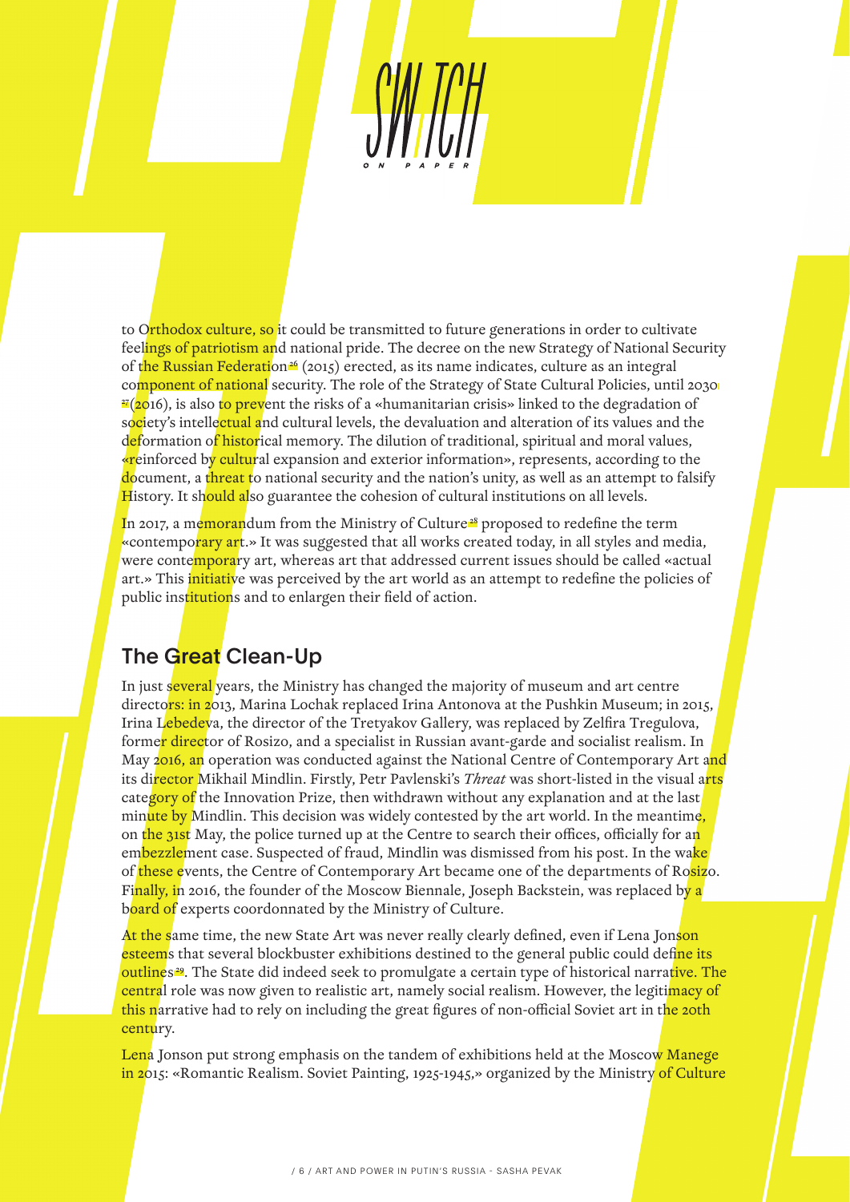to Orthodox culture, so it could be transmitted to future generations in order to cultivate feelings of patriotism and national pride. The decree on the new Strategy of National Security of the Russian Federation[26] (2015) erected, as its name indicates, culture as an integral component of national security. The role of the Strategy of State Cultural Policies, until 2030 [27](2016), is also to prevent the risks of a «humanitarian crisis» linked to the degradation of society's intellectual and cultural levels, the devaluation and alteration of its values and the deformation of historical memory. The dilution of traditional, spiritual and moral values, «reinforced by cultural expansion and exterior information», represents, according to the document, a threat to national security and the nation's unity, as well as an attempt to falsify History. It should also guarantee the cohesion of cultural institutions on all levels.

In 2017, a memorandum from the Ministry of Culture[28] proposed to redefine the term «contemporary art.» It was suggested that all works created today, in all styles and media, were contemporary art, whereas art that addressed current issues should be called «actual art.» This initiative was perceived by the art world as an attempt to redefine the policies of public institutions and to enlargen their field of action.

## The Great Clean-Up

In just several years, the Ministry has changed the majority of museum and art centre directors: in 2013, Marina Lochak replaced Irina Antonova at the Pushkin Museum; in 2015, Irina Lebedeva, the director of the Tretyakov Gallery, was replaced by Zelfira Tregulova, former director of Rosizo, and a specialist in Russian avant-garde and socialist realism. In May 2016, an operation was conducted against the National Centre of Contemporary Art and its director Mikhail Mindlin. Firstly, Petr Pavlenski's *Threat* was short-listed in the visual arts category of the Innovation Prize, then withdrawn without any explanation and at the last minute by Mindlin. This decision was widely contested by the art world. In the meantime, on the 31st May, the police turned up at the Centre to search their offices, officially for an embezzlement case. Suspected of fraud, Mindlin was dismissed from his post. In the wake of these events, the Centre of Contemporary Art became one of the departments of Rosizo. Finally, in 2016, the founder of the Moscow Biennale, Joseph Backstein, was replaced by a board of experts coordonnated by the Ministry of Culture.

At the same time, the new State Art was never really clearly defined, even if Lena Jonson esteems that several blockbuster exhibitions destined to the general public could define its outlines[29]. The State did indeed seek to promulgate a certain type of historical narrative. The central role was now given to realistic art, namely social realism. However, the legitimacy of this narrative had to rely on including the great figures of non-official Soviet art in the 20th century.

Lena Jonson put strong emphasis on the tandem of exhibitions held at the Moscow Manege in 2015: «Romantic Realism. Soviet Painting, 1925-1945,» organized by the Ministry of Culture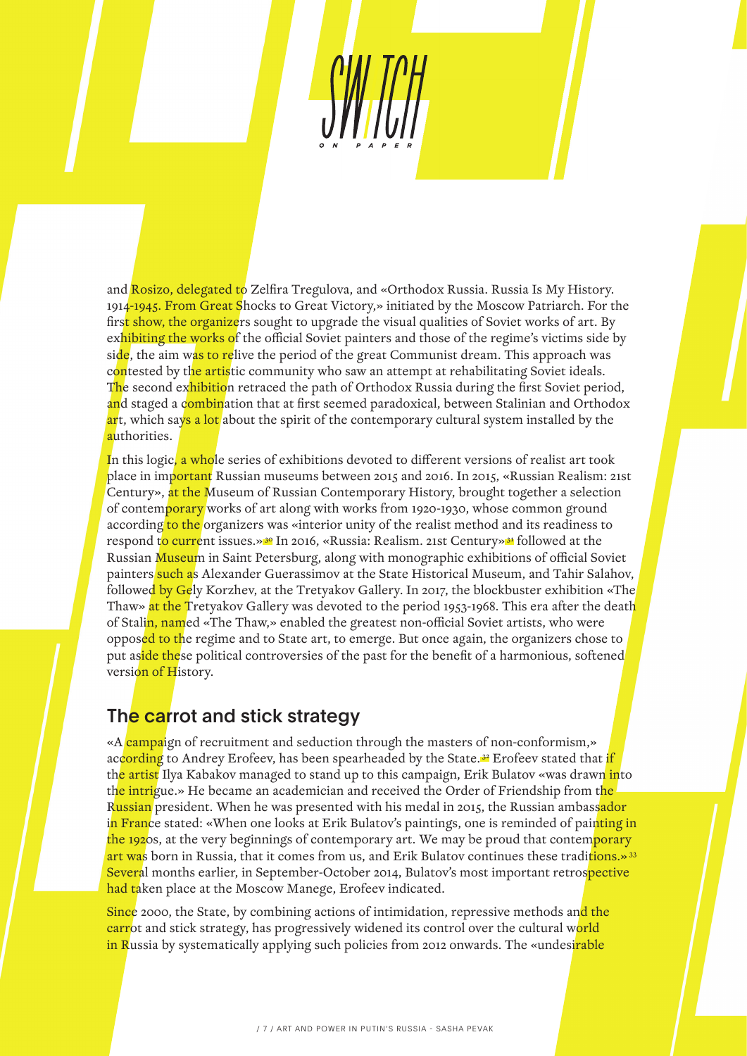and Rosizo, delegated to Zelfira Tregulova, and «Orthodox Russia. Russia Is My History. 1914-1945. From Great Shocks to Great Victory,» initiated by the Moscow Patriarch. For the first show, the organizers sought to upgrade the visual qualities of Soviet works of art. By exhibiting the works of the official Soviet painters and those of the regime's victims side by side, the aim was to relive the period of the great Communist dream. This approach was contested by the artistic community who saw an attempt at rehabilitating Soviet ideals. The second exhibition retraced the path of Orthodox Russia during the first Soviet period, and staged a combination that at first seemed paradoxical, between Stalinian and Orthodox art, which says a lot about the spirit of the contemporary cultural system installed by the authorities.

In this logic, a whole series of exhibitions devoted to different versions of realist art took place in important Russian museums between 2015 and 2016. In 2015, «Russian Realism: 21st Century», at the Museum of Russian Contemporary History, brought together a selection of contemporary works of art along with works from 1920-1930, whose common ground according to the organizers was «interior unity of the realist method and its readiness to respond to current issues.»[30] In 2016, «Russia: Realism. 21st Century»[31] followed at the Russian Museum in Saint Petersburg, along with monographic exhibitions of official Soviet painters such as Alexander Guerassimov at the State Historical Museum, and Tahir Salahov, followed by Gely Korzhev, at the Tretyakov Gallery. In 2017, the blockbuster exhibition «The Thaw» at the Tretyakov Gallery was devoted to the period 1953-1968. This era after the death of Stalin, named «The Thaw,» enabled the greatest non-official Soviet artists, who were opposed to the regime and to State art, to emerge. But once again, the organizers chose to put aside these political controversies of the past for the benefit of a harmonious, softened version of History.

## The carrot and stick strategy

«A campaign of recruitment and seduction through the masters of non-conformism,» according to Andrey Erofeev, has been spearheaded by the State.[32] Erofeev stated that if the artist Ilya Kabakov managed to stand up to this campaign, Erik Bulatov «was drawn into the intrigue.» He became an academician and received the Order of Friendship from the Russian president. When he was presented with his medal in 2015, the Russian ambassador in France stated: «When one looks at Erik Bulatov's paintings, one is reminded of painting in the 1920s, at the very beginnings of contemporary art. We may be proud that contemporary art was born in Russia, that it comes from us, and Erik Bulatov continues these traditions.»[33] Several months earlier, in September-October 2014, Bulatov's most important retrospective had taken place at the Moscow Manege, Erofeev indicated.

Since 2000, the State, by combining actions of intimidation, repressive methods and the carrot and stick strategy, has progressively widened its control over the cultural world in Russia by systematically applying such policies from 2012 onwards. The «undesirable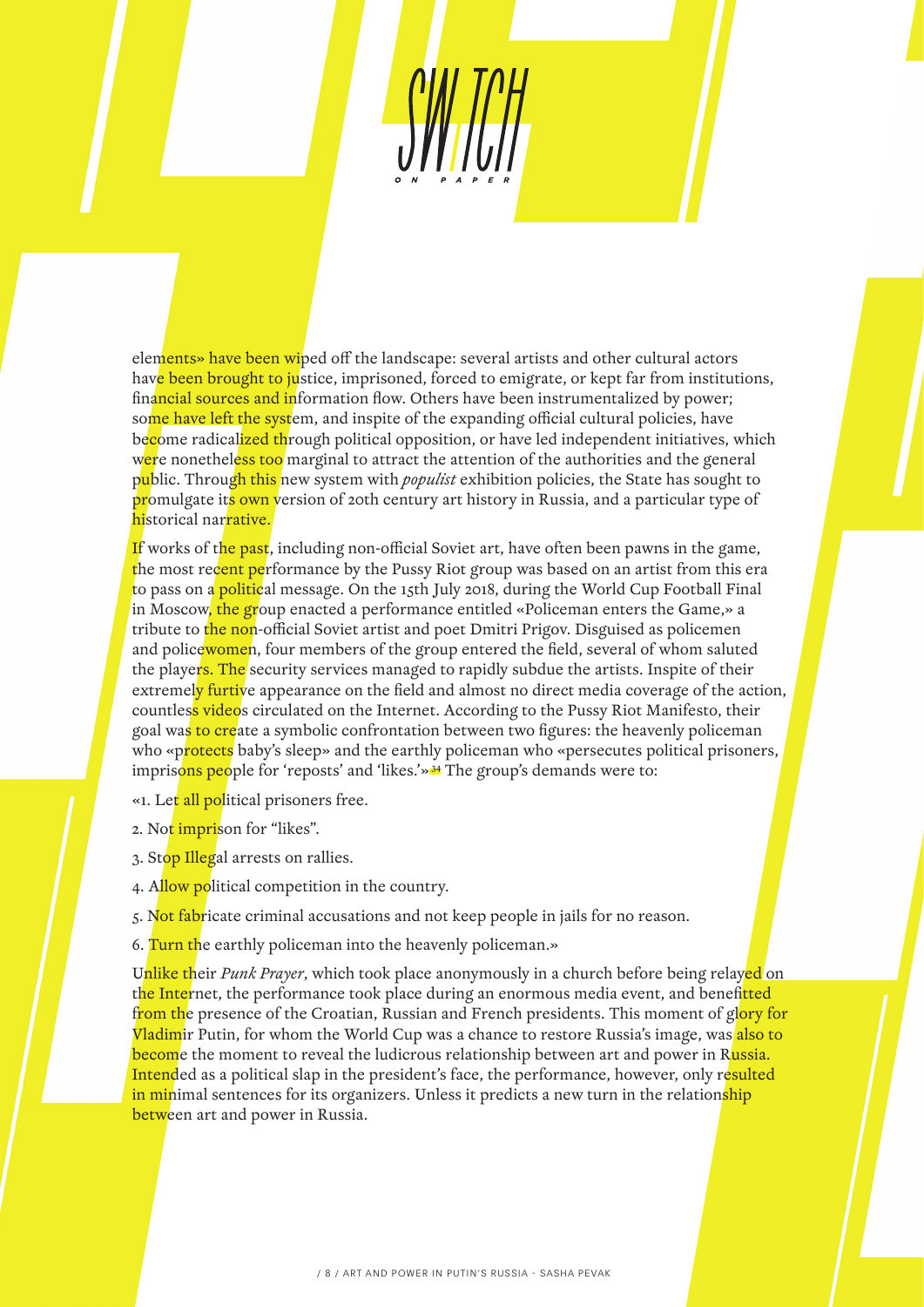elements» have been wiped off the landscape: several artists and other cultural actors have been brought to justice, imprisoned, forced to emigrate, or kept far from institutions, financial sources and information flow. Others have been instrumentalized by power; some have left the system, and inspite of the expanding official cultural policies, have become radicalized through political opposition, or have led independent initiatives, which were nonetheless too marginal to attract the attention of the authorities and the general public. Through this new system with *populist* exhibition policies, the State has sought to promulgate its own version of 20th century art history in Russia, and a particular type of historical narrative.

If works of the past, including non-official Soviet art, have often been pawns in the game, the most recent performance by the Pussy Riot group was based on an artist from this era to pass on a political message. On the 15th July 2018, during the World Cup Football Final in Moscow, the group enacted a performance entitled «Policeman enters the Game,» a tribute to the non-official Soviet artist and poet Dmitri Prigov. Disguised as policemen and policewomen, four members of the group entered the field, several of whom saluted the players. The security services managed to rapidly subdue the artists. Inspite of their extremely furtive appearance on the field and almost no direct media coverage of the action, countless videos circulated on the Internet. According to the Pussy Riot Manifesto, their goal was to create a symbolic confrontation between two figures: the heavenly policeman who «protects baby's sleep» and the earthly policeman who «persecutes political prisoners, imprisons people for 'reposts' and 'likes.'»[34] The group's demands were to:

«1. Let all political prisoners free.

2. Not imprison for "likes".

3. Stop Illegal arrests on rallies.

4. Allow political competition in the country.

5. Not fabricate criminal accusations and not keep people in jails for no reason.

6. Turn the earthly policeman into the heavenly policeman.»

Unlike their *Punk Prayer*, which took place anonymously in a church before being relayed on the Internet, the performance took place during an enormous media event, and benefitted from the presence of the Croatian, Russian and French presidents. This moment of glory for Vladimir Putin, for whom the World Cup was a chance to restore Russia's image, was also to become the moment to reveal the ludicrous relationship between art and power in Russia. Intended as a political slap in the president's face, the performance, however, only resulted in minimal sentences for its organizers. Unless it predicts a new turn in the relationship between art and power in Russia.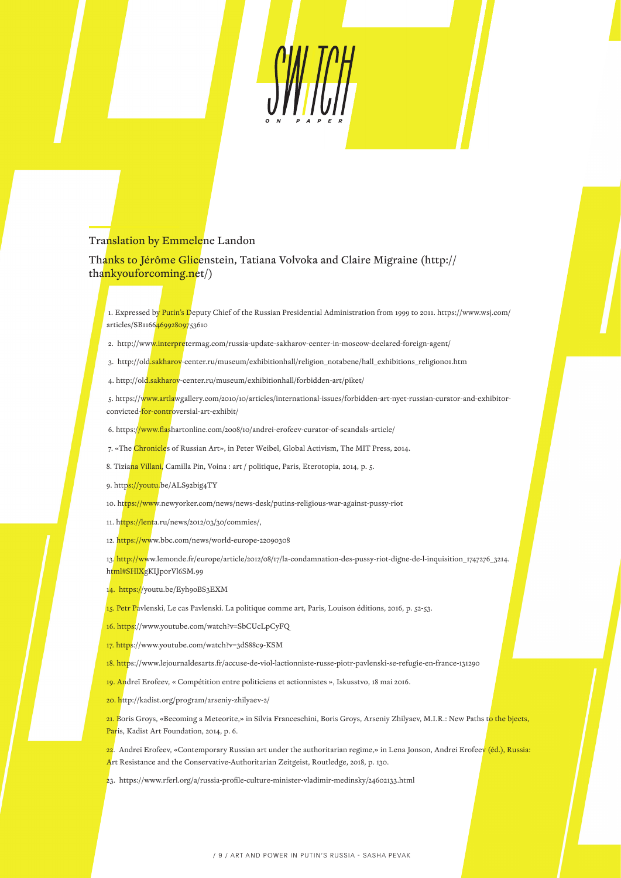Translation by Emmelene Landon

Thanks to Jérôme Glicenstein, Tatiana Volvoka and Claire Migraine (http://thankyouforcoming.net/)

1. Expressed by Putin's Deputy Chief of the Russian Presidential Administration from 1999 to 2011. https://www.wsj.com/articles/SB116646992809753610

2. http://www.interpretermag.com/russia-update-sakharov-center-in-moscow-declared-foreign-agent/

3. http://old.sakharov-center.ru/museum/exhibitionhall/religion_notabene/hall_exhibitions_religion01.htm

4. http://old.sakharov-center.ru/museum/exhibitionhall/forbidden-art/piket/

5. https://www.artlawgallery.com/2010/10/articles/international-issues/forbidden-art-nyet-russian-curator-and-exhibitor-convicted-for-controversial-art-exhibit/

6. https://www.flashartonline.com/2008/10/andrei-erofeev-curator-of-scandals-article/

7. «The Chronicles of Russian Art», in Peter Weibel, Global Activism, The MIT Press, 2014.

8. Tiziana Villani, Camilla Pin, Voina : art / politique, Paris, Eterotopia, 2014, p. 5.

9. https://youtu.be/ALS92big4TY

10. https://www.newyorker.com/news/news-desk/putins-religious-war-against-pussy-riot

11. https://lenta.ru/news/2012/03/30/commies/,

12. https://www.bbc.com/news/world-europe-22090308

13. http://www.lemonde.fr/europe/article/2012/08/17/la-condamnation-des-pussy-riot-digne-de-l-inquisition_1747276_3214.html#SHlXgKIJporVl6SM.99

14. https://youtu.be/Eyh90BS3EXM

15. Petr Pavlenski, Le cas Pavlenski. La politique comme art, Paris, Louison éditions, 2016, p. 52-53.

16. https://www.youtube.com/watch?v=SbCUcLpCyFQ

17. https://www.youtube.com/watch?v=3dS88c9-KSM

18. https://www.lejournaldesarts.fr/accuse-de-viol-lactionniste-russe-piotr-pavlenski-se-refugie-en-france-131290

19. Andreï Erofeev, « Compétition entre politiciens et actionnistes », Iskusstvo, 18 mai 2016.

20. http://kadist.org/program/arseniy-zhilyaev-2/

21. Boris Groys, «Becoming a Meteorite,» in Silvia Franceschini, Boris Groys, Arseniy Zhilyaev, M.I.R.: New Paths to the bjects, Paris, Kadist Art Foundation, 2014, p. 6.

22. Andreï Erofeev, «Contemporary Russian art under the authoritarian regime,» in Lena Jonson, Andrei Erofeev (éd.), Russia: Art Resistance and the Conservative-Authoritarian Zeitgeist, Routledge, 2018, p. 130.

23. https://www.rferl.org/a/russia-profile-culture-minister-vladimir-medinsky/24602133.html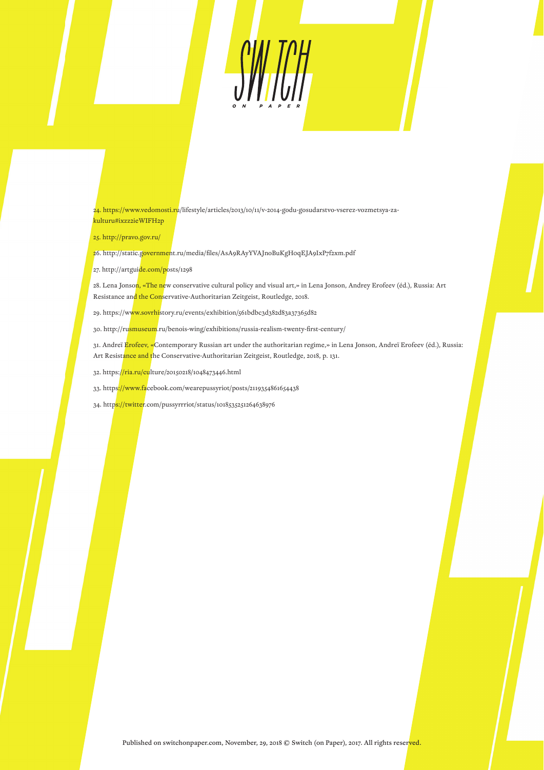24. https://www.vedomosti.ru/lifestyle/articles/2013/10/11/v-2014-godu-gosudarstvo-vserez-vozmetsya-za-kulturu#ixzz2ieWIFH2p

25. http://pravo.gov.ru/

26. http://static.government.ru/media/files/AsA9RAyYVAJnoBuKgH0qEJA9IxP7f2xm.pdf

27. http://artguide.com/posts/1298

28. Lena Jonson, «The new conservative cultural policy and visual art,» in Lena Jonson, Andrey Erofeev (éd.), Russia: Art Resistance and the Conservative-Authoritarian Zeitgeist, Routledge, 2018.

29. https://www.sovrhistory.ru/events/exhibition/561bdbc3d382d83a37365d82

30. http://rusmuseum.ru/benois-wing/exhibitions/russia-realism-twenty-first-century/

31. Andreï Erofeev, «Contemporary Russian art under the authoritarian regime,» in Lena Jonson, Andreï Erofeev (éd.), Russia: Art Resistance and the Conservative-Authoritarian Zeitgeist, Routledge, 2018, p. 131.

32. https://ria.ru/culture/20150218/1048473446.html

33. https://www.facebook.com/wearepussyriot/posts/2119354861654438

34. https://twitter.com/pussyrrriot/status/1018535251264638976

Published on switchonpaper.com, November, 29, 2018 © Switch (on Paper), 2017. All rights reserved.